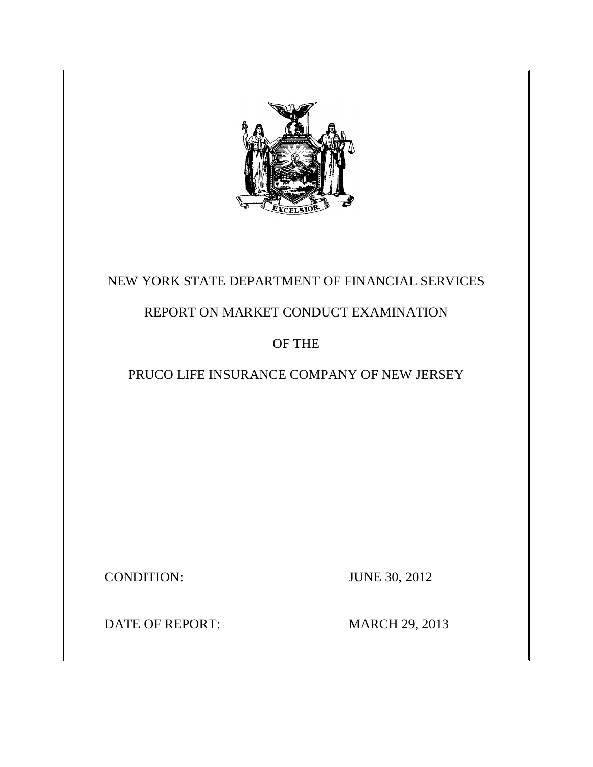NEW YORK STATE DEPARTMENT OF FINANCIAL SERVICES

REPORT ON MARKET CONDUCT EXAMINATION

OF THE

PRUCO LIFE INSURANCE COMPANY OF NEW JERSEY

CONDITION: JUNE 30, 2012

DATE OF REPORT: MARCH 29, 2013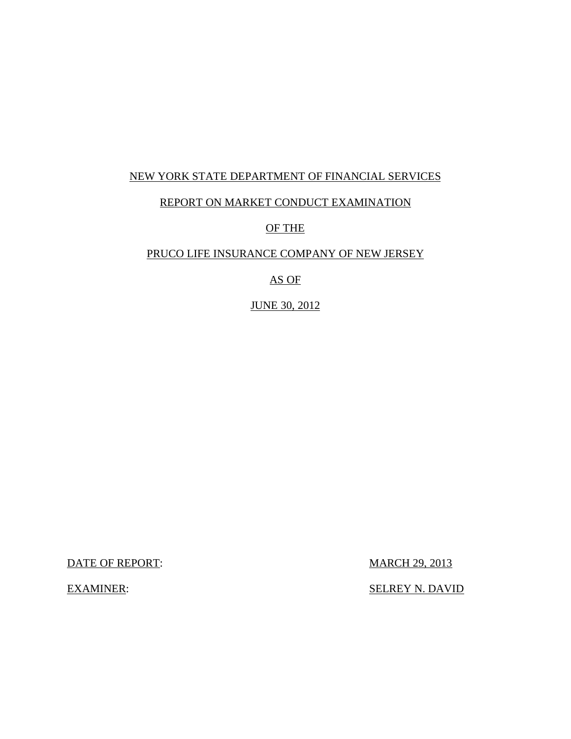NEW YORK STATE DEPARTMENT OF FINANCIAL SERVICES

REPORT ON MARKET CONDUCT EXAMINATION

OF THE

PRUCO LIFE INSURANCE COMPANY OF NEW JERSEY

AS OF

JUNE 30, 2012

| | |
|---|---|
| DATE OF REPORT: | MARCH 29, 2013 |
| EXAMINER: | SELREY N. DAVID |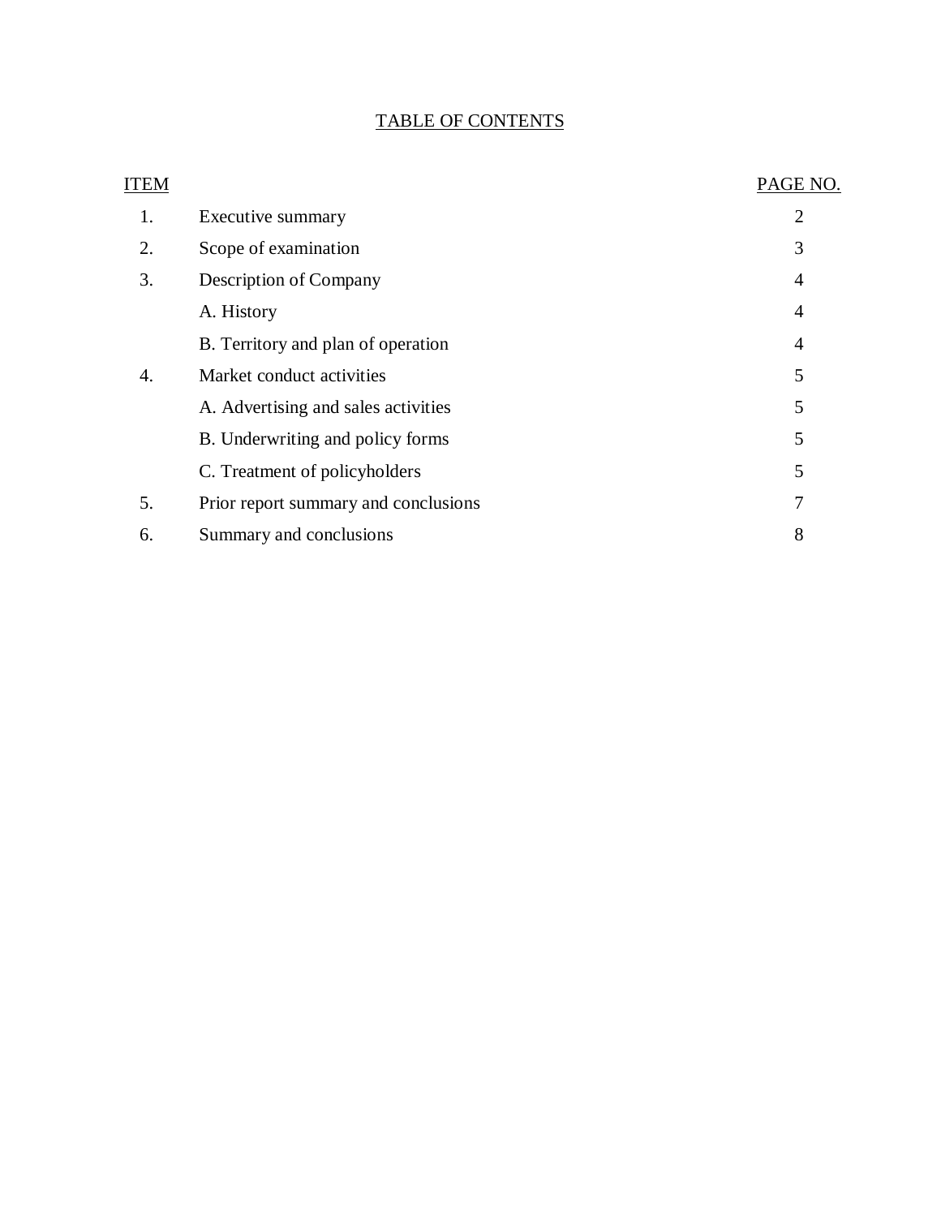# TABLE OF CONTENTS

| ITEM | | PAGE NO. |
|---|---|---|
| 1. | Executive summary | 2 |
| 2. | Scope of examination | 3 |
| 3. | Description of Company | 4 |
| | A. History | 4 |
| | B. Territory and plan of operation | 4 |
| 4. | Market conduct activities | 5 |
| | A. Advertising and sales activities | 5 |
| | B. Underwriting and policy forms | 5 |
| | C. Treatment of policyholders | 5 |
| 5. | Prior report summary and conclusions | 7 |
| 6. | Summary and conclusions | 8 |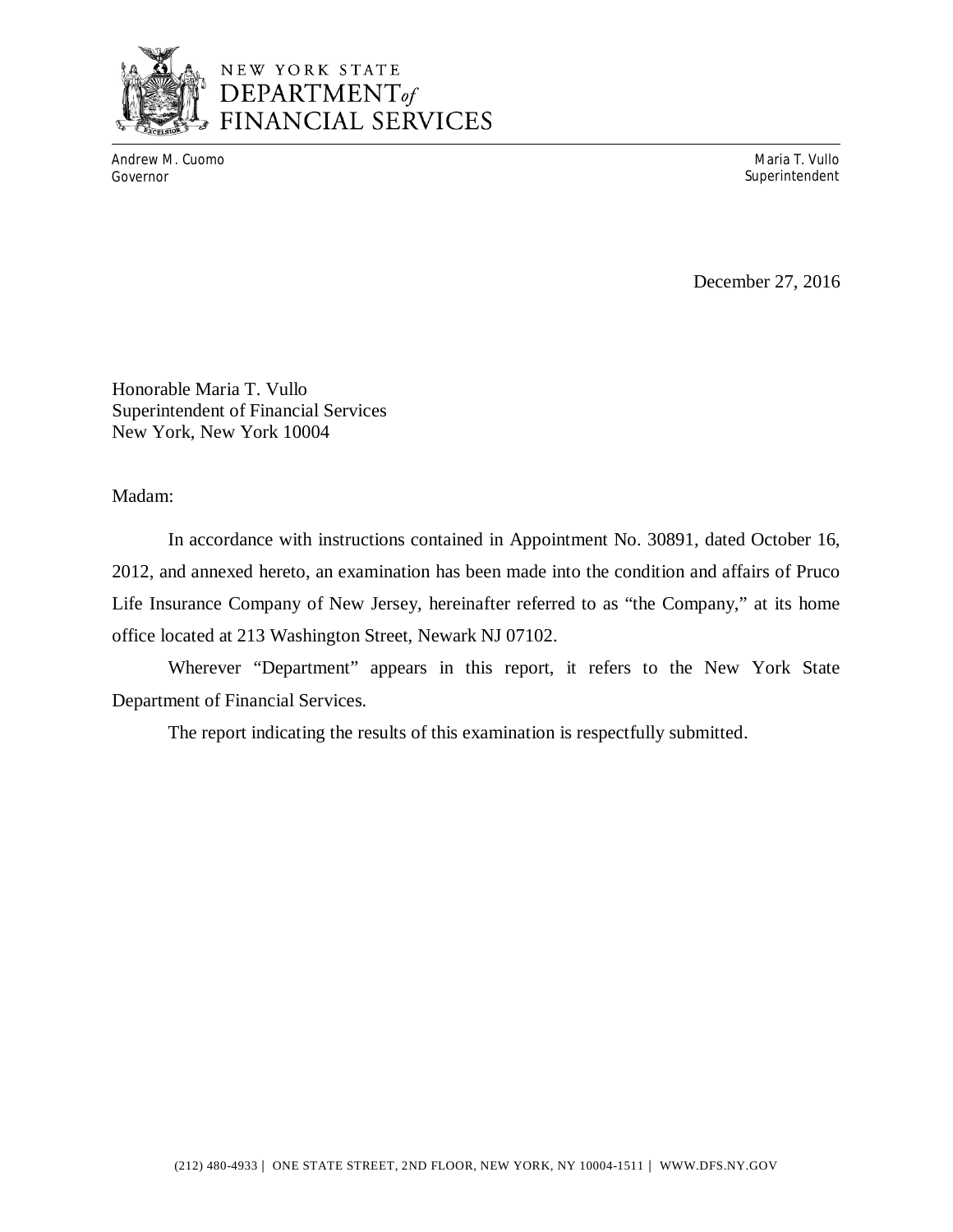NEW YORK STATE
DEPARTMENT *of*
FINANCIAL SERVICES

Andrew M. Cuomo
Governor

Maria T. Vullo
Superintendent

December 27, 2016

Honorable Maria T. Vullo
Superintendent of Financial Services
New York, New York 10004

Madam:

In accordance with instructions contained in Appointment No. 30891, dated October 16, 2012, and annexed hereto, an examination has been made into the condition and affairs of Pruco Life Insurance Company of New Jersey, hereinafter referred to as "the Company," at its home office located at 213 Washington Street, Newark NJ 07102.

Wherever "Department" appears in this report, it refers to the New York State Department of Financial Services.

The report indicating the results of this examination is respectfully submitted.

(212) 480-4933 | ONE STATE STREET, 2ND FLOOR, NEW YORK, NY 10004-1511 | WWW.DFS.NY.GOV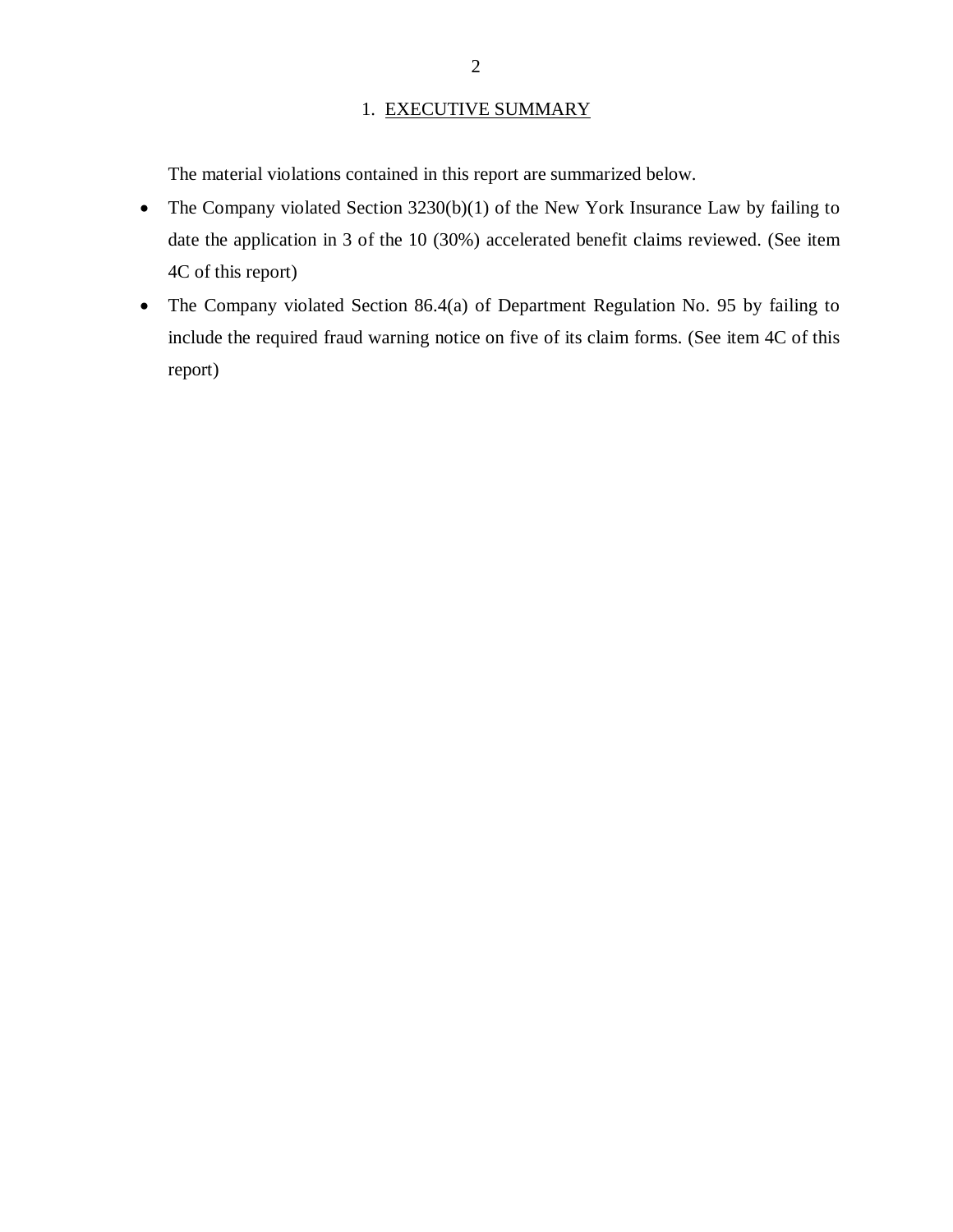## 1. EXECUTIVE SUMMARY

The material violations contained in this report are summarized below.

- The Company violated Section 3230(b)(1) of the New York Insurance Law by failing to date the application in 3 of the 10 (30%) accelerated benefit claims reviewed. (See item 4C of this report)
- The Company violated Section 86.4(a) of Department Regulation No. 95 by failing to include the required fraud warning notice on five of its claim forms. (See item 4C of this report)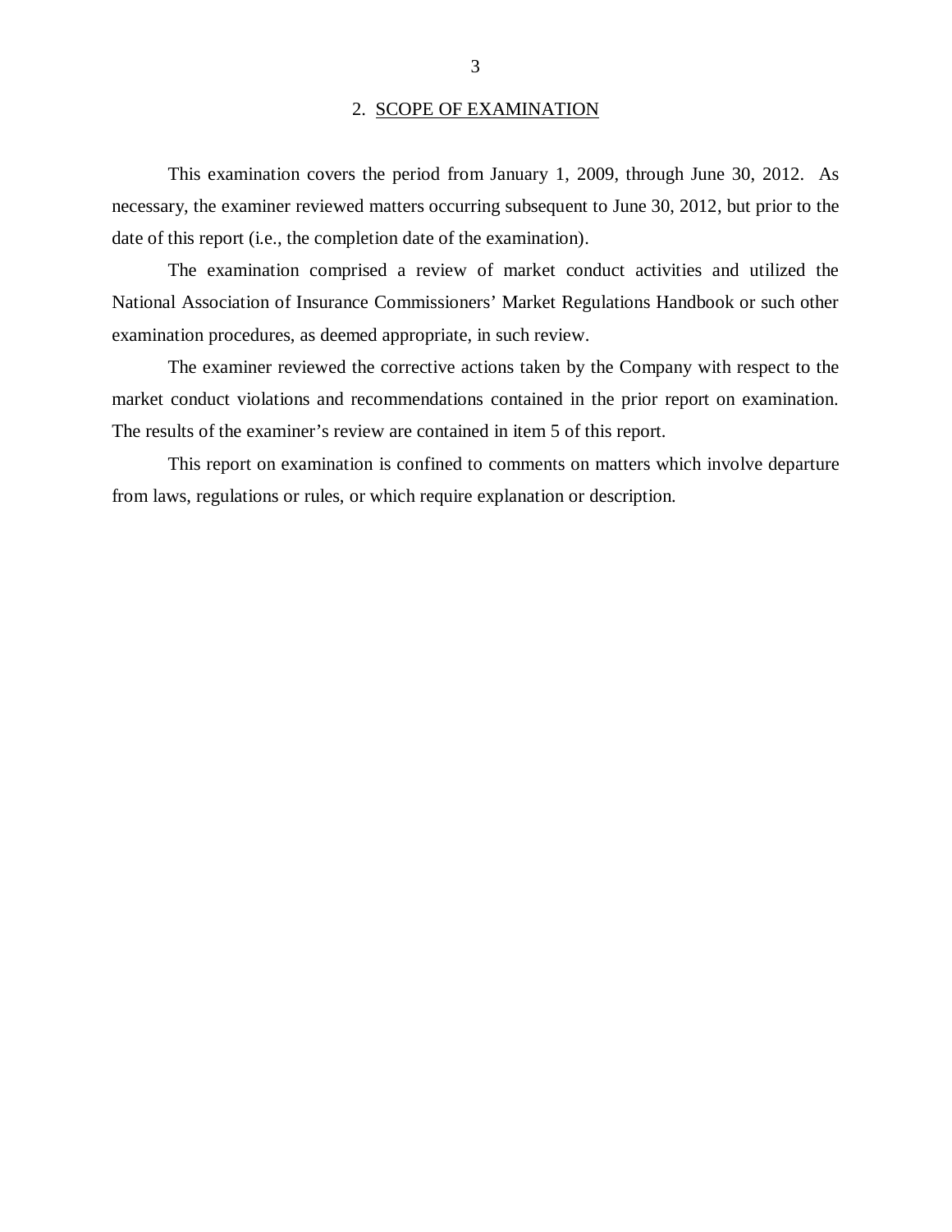## 2. SCOPE OF EXAMINATION

This examination covers the period from January 1, 2009, through June 30, 2012. As necessary, the examiner reviewed matters occurring subsequent to June 30, 2012, but prior to the date of this report (i.e., the completion date of the examination).

The examination comprised a review of market conduct activities and utilized the National Association of Insurance Commissioners' Market Regulations Handbook or such other examination procedures, as deemed appropriate, in such review.

The examiner reviewed the corrective actions taken by the Company with respect to the market conduct violations and recommendations contained in the prior report on examination. The results of the examiner's review are contained in item 5 of this report.

This report on examination is confined to comments on matters which involve departure from laws, regulations or rules, or which require explanation or description.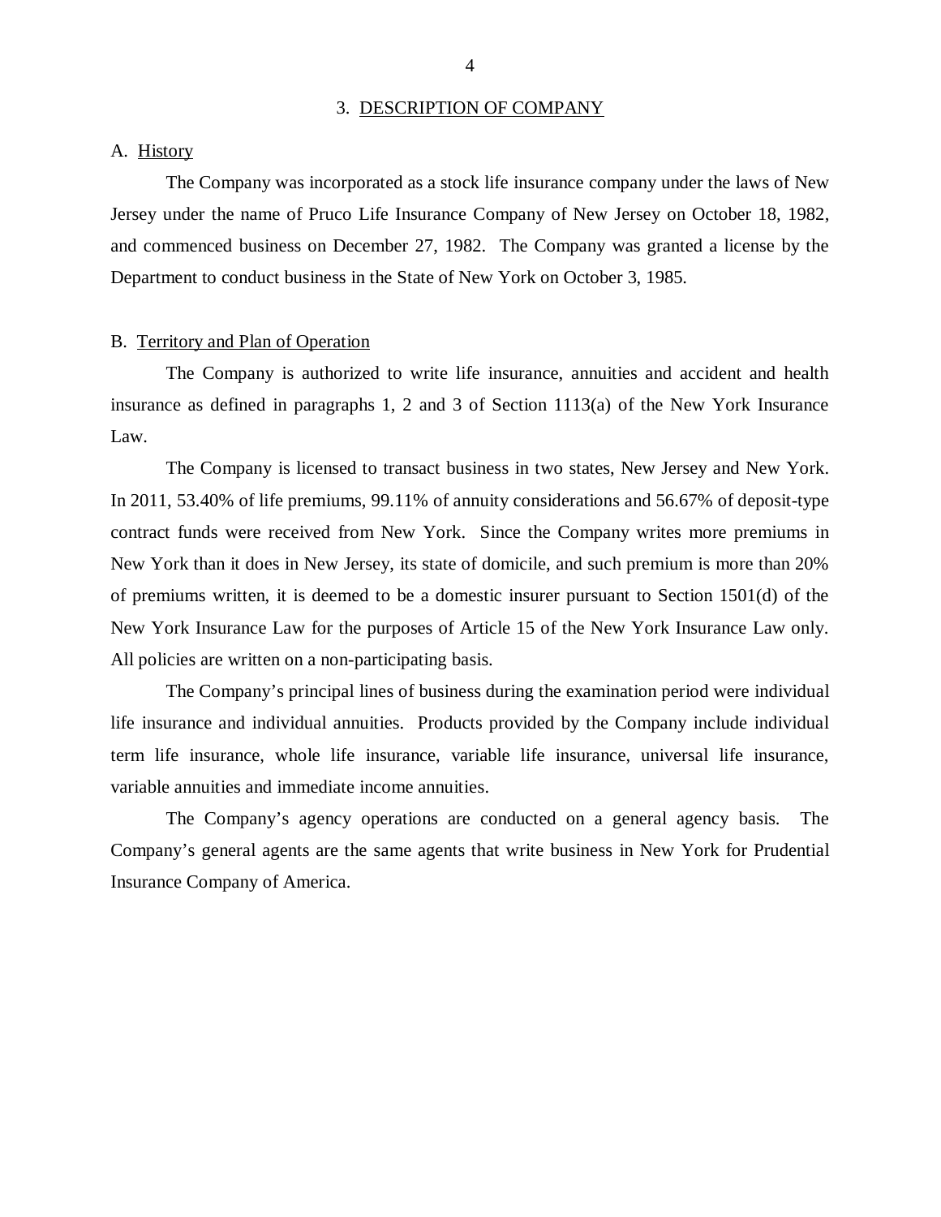## 3. DESCRIPTION OF COMPANY

### A. History

The Company was incorporated as a stock life insurance company under the laws of New Jersey under the name of Pruco Life Insurance Company of New Jersey on October 18, 1982, and commenced business on December 27, 1982. The Company was granted a license by the Department to conduct business in the State of New York on October 3, 1985.

### B. Territory and Plan of Operation

The Company is authorized to write life insurance, annuities and accident and health insurance as defined in paragraphs 1, 2 and 3 of Section 1113(a) of the New York Insurance Law.

The Company is licensed to transact business in two states, New Jersey and New York. In 2011, 53.40% of life premiums, 99.11% of annuity considerations and 56.67% of deposit-type contract funds were received from New York. Since the Company writes more premiums in New York than it does in New Jersey, its state of domicile, and such premium is more than 20% of premiums written, it is deemed to be a domestic insurer pursuant to Section 1501(d) of the New York Insurance Law for the purposes of Article 15 of the New York Insurance Law only. All policies are written on a non-participating basis.

The Company's principal lines of business during the examination period were individual life insurance and individual annuities. Products provided by the Company include individual term life insurance, whole life insurance, variable life insurance, universal life insurance, variable annuities and immediate income annuities.

The Company's agency operations are conducted on a general agency basis. The Company's general agents are the same agents that write business in New York for Prudential Insurance Company of America.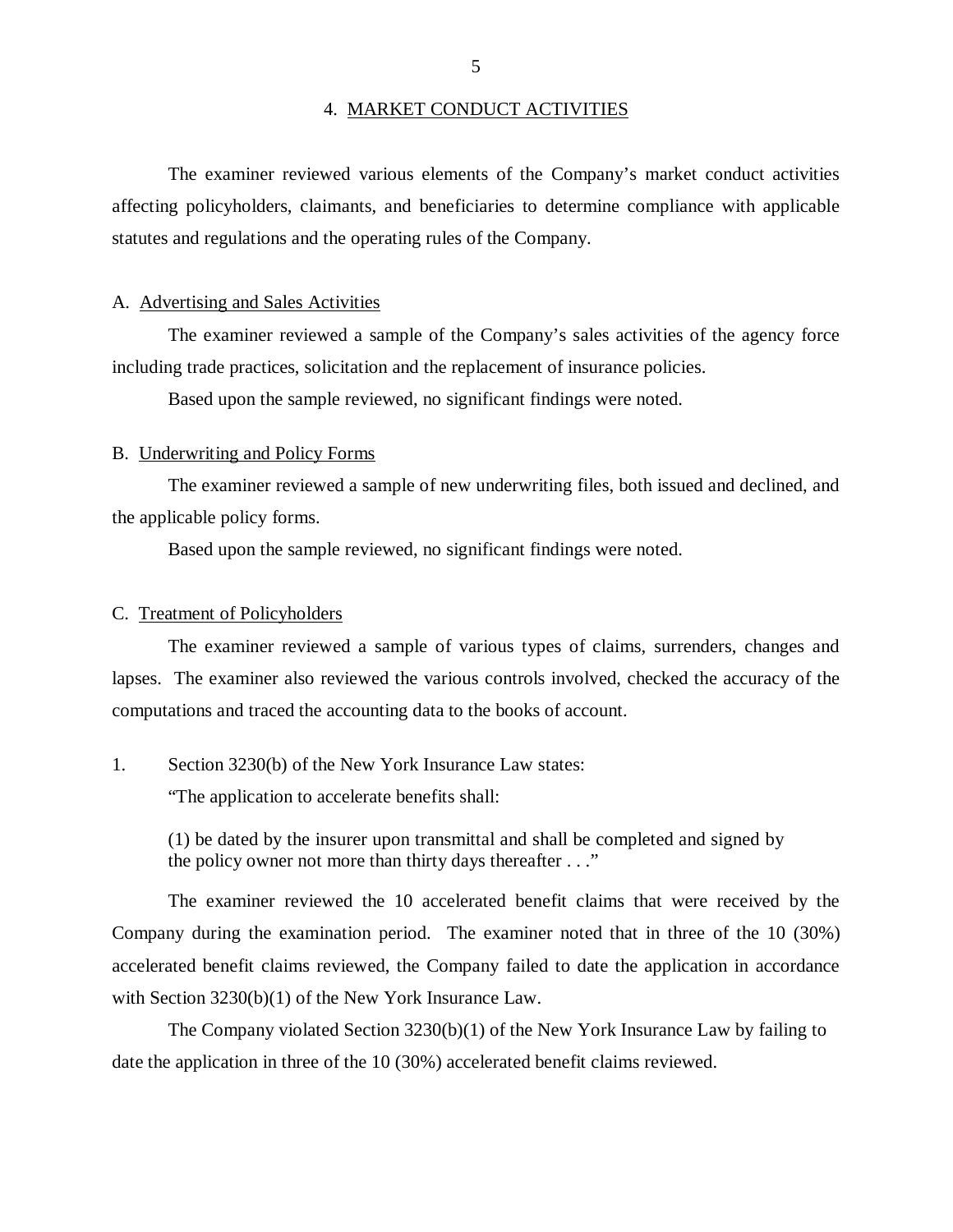## 4. MARKET CONDUCT ACTIVITIES

The examiner reviewed various elements of the Company's market conduct activities affecting policyholders, claimants, and beneficiaries to determine compliance with applicable statutes and regulations and the operating rules of the Company.

### A. Advertising and Sales Activities

The examiner reviewed a sample of the Company's sales activities of the agency force including trade practices, solicitation and the replacement of insurance policies.

Based upon the sample reviewed, no significant findings were noted.

### B. Underwriting and Policy Forms

The examiner reviewed a sample of new underwriting files, both issued and declined, and the applicable policy forms.

Based upon the sample reviewed, no significant findings were noted.

### C. Treatment of Policyholders

The examiner reviewed a sample of various types of claims, surrenders, changes and lapses. The examiner also reviewed the various controls involved, checked the accuracy of the computations and traced the accounting data to the books of account.

1. Section 3230(b) of the New York Insurance Law states:

   "The application to accelerate benefits shall:

   > (1) be dated by the insurer upon transmittal and shall be completed and signed by the policy owner not more than thirty days thereafter . . ."

The examiner reviewed the 10 accelerated benefit claims that were received by the Company during the examination period. The examiner noted that in three of the 10 (30%) accelerated benefit claims reviewed, the Company failed to date the application in accordance with Section 3230(b)(1) of the New York Insurance Law.

The Company violated Section 3230(b)(1) of the New York Insurance Law by failing to date the application in three of the 10 (30%) accelerated benefit claims reviewed.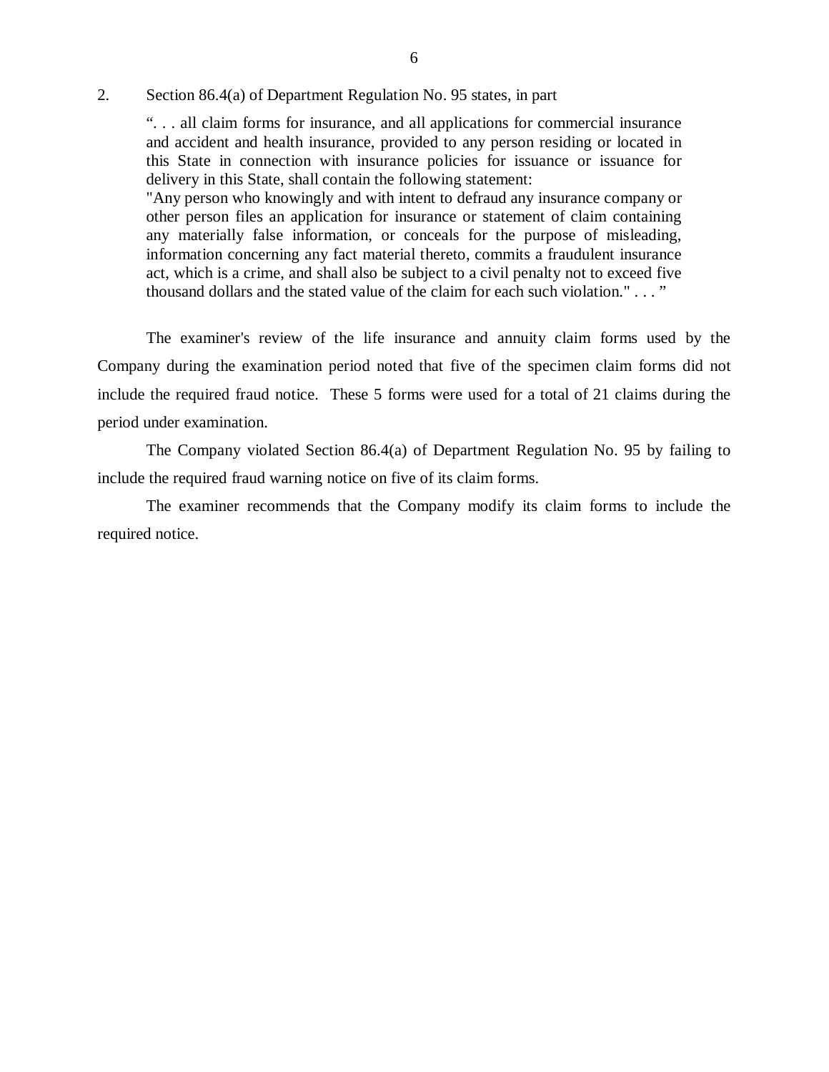2. Section 86.4(a) of Department Regulation No. 95 states, in part

> ". . . all claim forms for insurance, and all applications for commercial insurance and accident and health insurance, provided to any person residing or located in this State in connection with insurance policies for issuance or issuance for delivery in this State, shall contain the following statement:
> "Any person who knowingly and with intent to defraud any insurance company or other person files an application for insurance or statement of claim containing any materially false information, or conceals for the purpose of misleading, information concerning any fact material thereto, commits a fraudulent insurance act, which is a crime, and shall also be subject to a civil penalty not to exceed five thousand dollars and the stated value of the claim for each such violation." . . . "

The examiner's review of the life insurance and annuity claim forms used by the Company during the examination period noted that five of the specimen claim forms did not include the required fraud notice. These 5 forms were used for a total of 21 claims during the period under examination.

The Company violated Section 86.4(a) of Department Regulation No. 95 by failing to include the required fraud warning notice on five of its claim forms.

The examiner recommends that the Company modify its claim forms to include the required notice.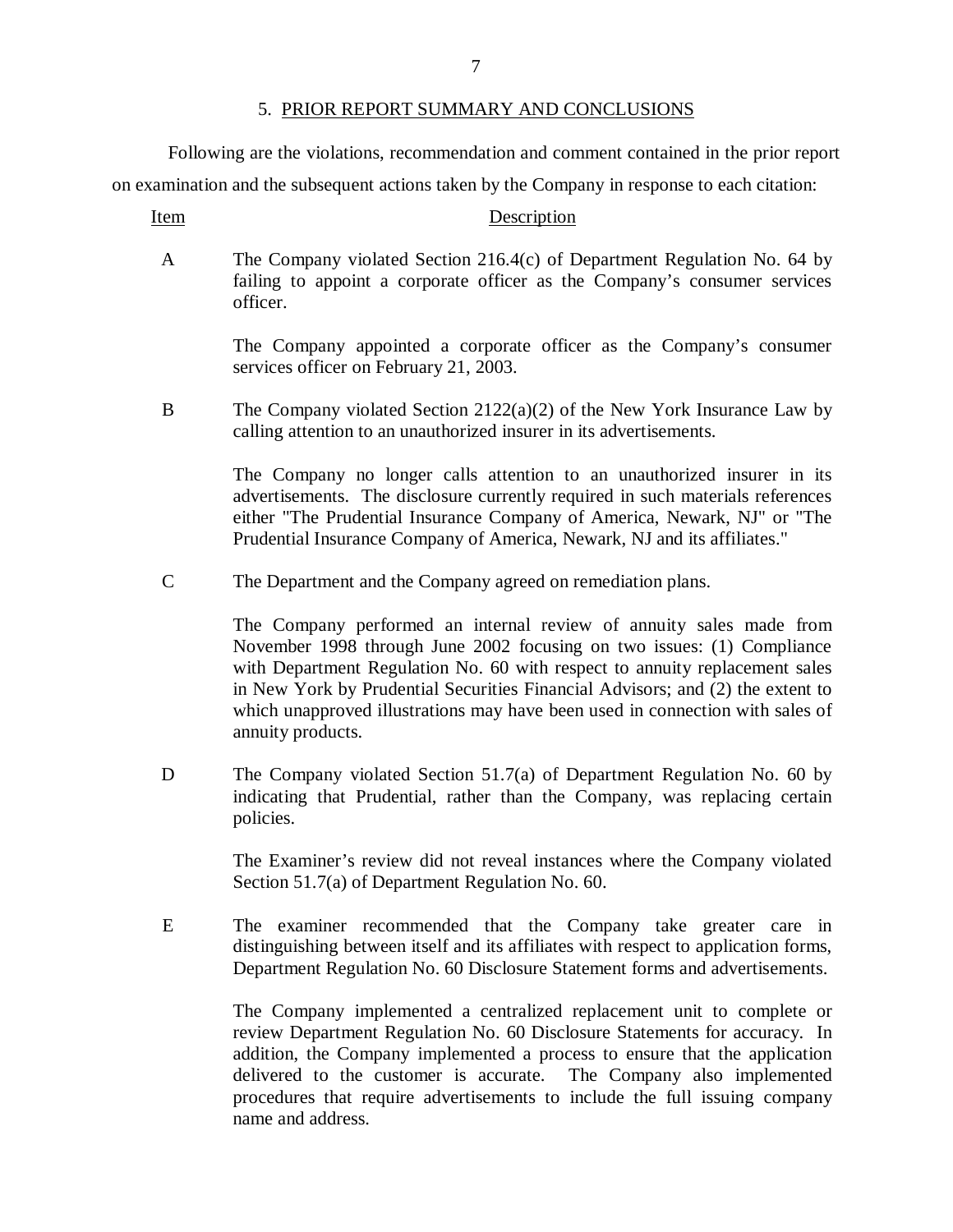## 5. PRIOR REPORT SUMMARY AND CONCLUSIONS

Following are the violations, recommendation and comment contained in the prior report on examination and the subsequent actions taken by the Company in response to each citation:

| Item | Description |
|---|---|
| A | The Company violated Section 216.4(c) of Department Regulation No. 64 by failing to appoint a corporate officer as the Company's consumer services officer. |
| | The Company appointed a corporate officer as the Company's consumer services officer on February 21, 2003. |
| B | The Company violated Section 2122(a)(2) of the New York Insurance Law by calling attention to an unauthorized insurer in its advertisements. |
| | The Company no longer calls attention to an unauthorized insurer in its advertisements. The disclosure currently required in such materials references either "The Prudential Insurance Company of America, Newark, NJ" or "The Prudential Insurance Company of America, Newark, NJ and its affiliates." |
| C | The Department and the Company agreed on remediation plans. |
| | The Company performed an internal review of annuity sales made from November 1998 through June 2002 focusing on two issues: (1) Compliance with Department Regulation No. 60 with respect to annuity replacement sales in New York by Prudential Securities Financial Advisors; and (2) the extent to which unapproved illustrations may have been used in connection with sales of annuity products. |
| D | The Company violated Section 51.7(a) of Department Regulation No. 60 by indicating that Prudential, rather than the Company, was replacing certain policies. |
| | The Examiner's review did not reveal instances where the Company violated Section 51.7(a) of Department Regulation No. 60. |
| E | The examiner recommended that the Company take greater care in distinguishing between itself and its affiliates with respect to application forms, Department Regulation No. 60 Disclosure Statement forms and advertisements. |
| | The Company implemented a centralized replacement unit to complete or review Department Regulation No. 60 Disclosure Statements for accuracy. In addition, the Company implemented a process to ensure that the application delivered to the customer is accurate. The Company also implemented procedures that require advertisements to include the full issuing company name and address. |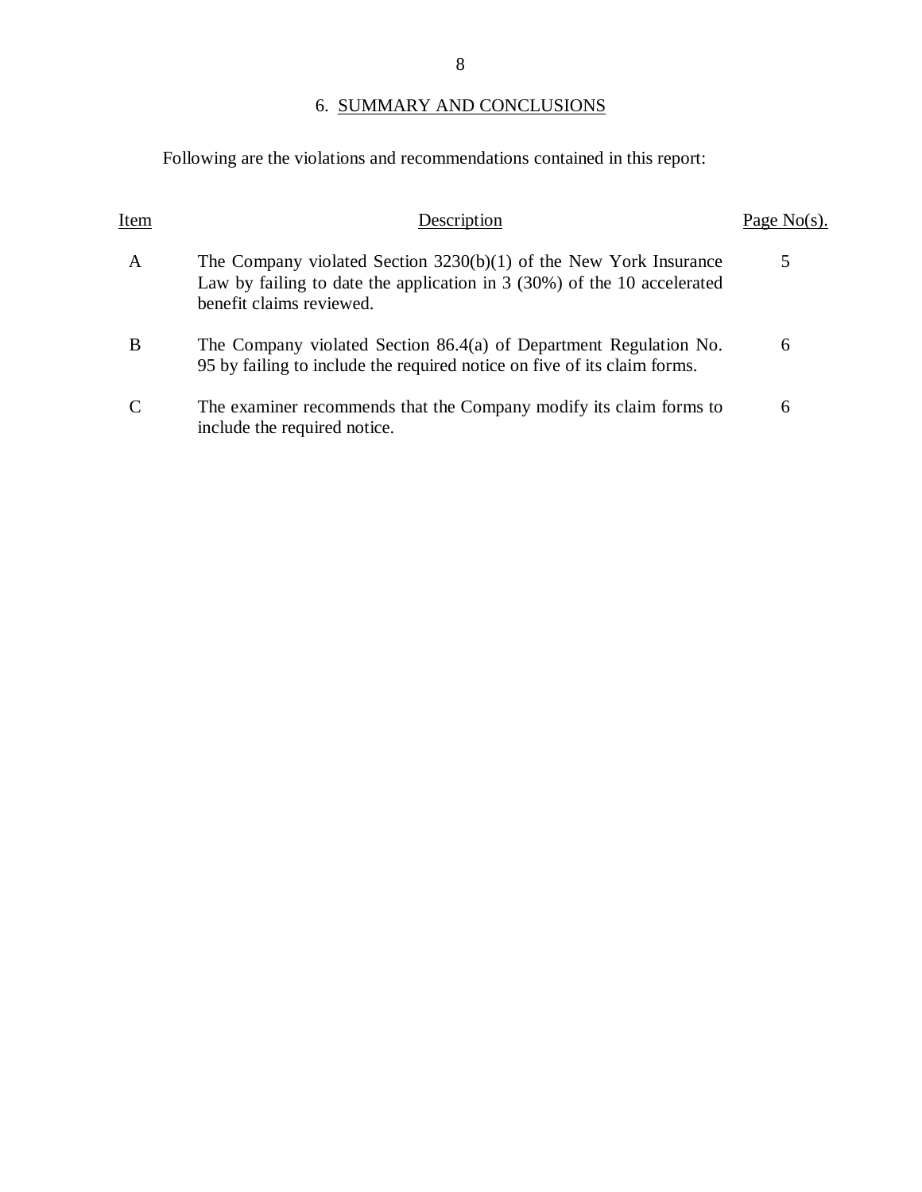## 6. SUMMARY AND CONCLUSIONS

Following are the violations and recommendations contained in this report:

| Item | Description | Page No(s). |
|---|---|---|
| A | The Company violated Section 3230(b)(1) of the New York Insurance Law by failing to date the application in 3 (30%) of the 10 accelerated benefit claims reviewed. | 5 |
| B | The Company violated Section 86.4(a) of Department Regulation No. 95 by failing to include the required notice on five of its claim forms. | 6 |
| C | The examiner recommends that the Company modify its claim forms to include the required notice. | 6 |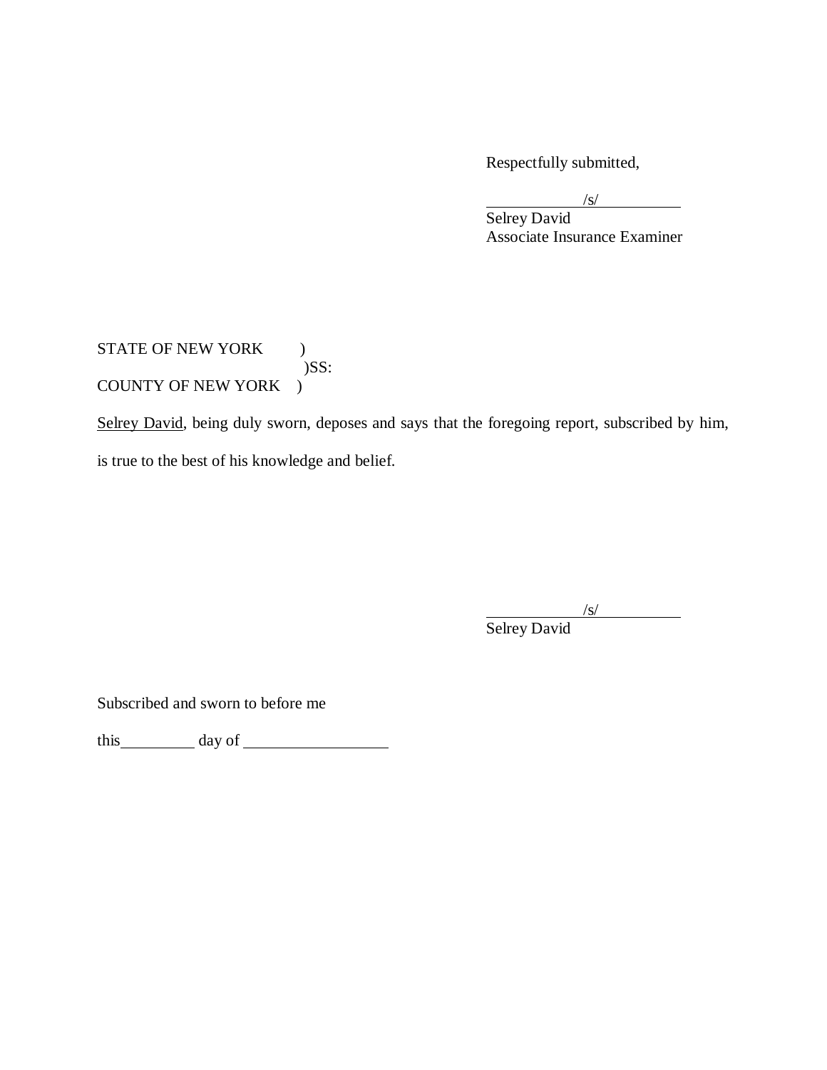Respectfully submitted,

/s/

Selrey David
Associate Insurance Examiner

STATE OF NEW YORK )
)SS:
COUNTY OF NEW YORK )

Selrey David, being duly sworn, deposes and says that the foregoing report, subscribed by him, is true to the best of his knowledge and belief.

/s/

Selrey David

Subscribed and sworn to before me

this __________ day of ____________________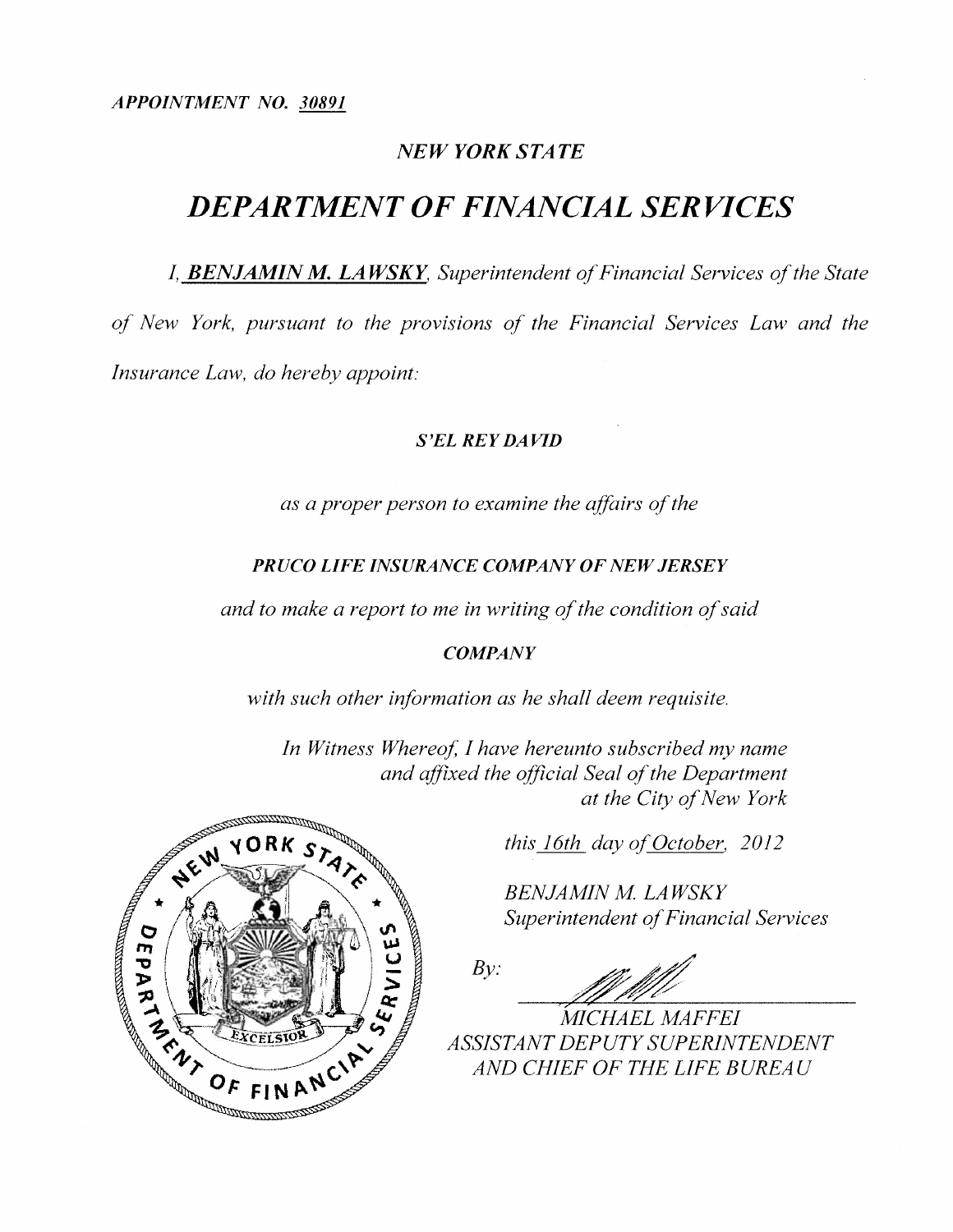*APPOINTMENT NO. 30891*

*NEW YORK STATE*

# *DEPARTMENT OF FINANCIAL SERVICES*

*I, **BENJAMIN M. LAWSKY**, Superintendent of Financial Services of the State of New York, pursuant to the provisions of the Financial Services Law and the Insurance Law, do hereby appoint:*

***S'EL REY DAVID***

*as a proper person to examine the affairs of the*

***PRUCO LIFE INSURANCE COMPANY OF NEW JERSEY***

*and to make a report to me in writing of the condition of said*

***COMPANY***

*with such other information as he shall deem requisite.*

*In Witness Whereof, I have hereunto subscribed my name and affixed the official Seal of the Department at the City of New York*

*this 16th day of October, 2012*

*BENJAMIN M. LAWSKY*
*Superintendent of Financial Services*

*By:*

*MICHAEL MAFFEI*
*ASSISTANT DEPUTY SUPERINTENDENT AND CHIEF OF THE LIFE BUREAU*